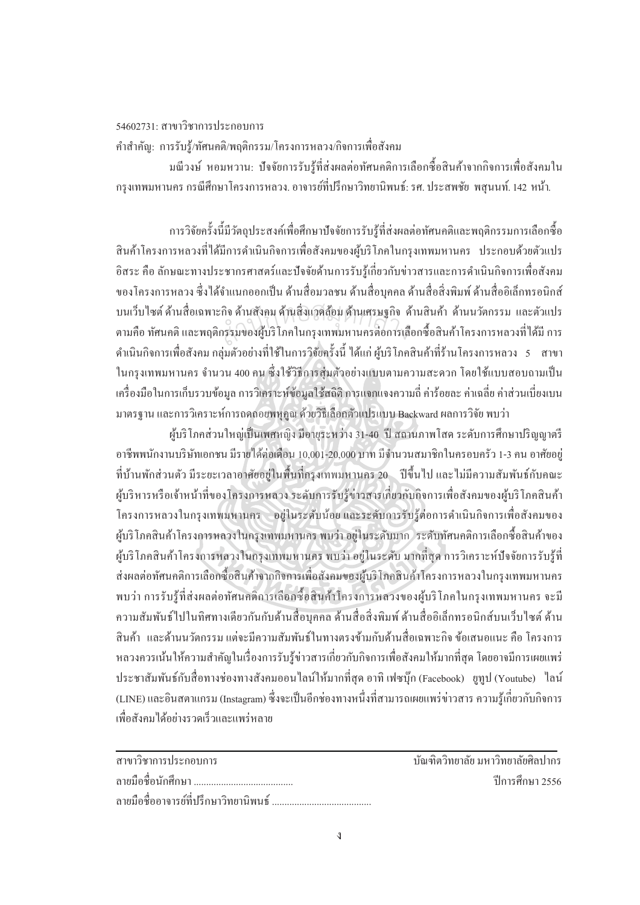54602731: สาขาวิชาการประกอบการ

คำสำคัญ: การรับรู้/ทัศนคติ/พฤติกรรม/โครงการหลวง/กิจการเพื่อสังคม

มณีวงษ์ หอมหวาน: ปัจจัยการรับรู้ที่ส่งผลต่อทัศนคติการเลือกซื้อสินค้าจากกิจการเพื่อสังคมในกรุงเทพมหานคร กรณีศึกษาโครงการหลวง. อาจารย์ที่ปรึกษาวิทยานิพนธ์: รศ. ประสพชัย พสุนนท์. 142 หน้า.

การวิจัยครั้งนี้มีวัตถุประสงค์เพื่อศึกษาปัจจัยการรับรู้ที่ส่งผลต่อทัศนคติและพฤติกรรมการเลือกซื้อสินค้าโครงการหลวงที่ได้มีการดำเนินกิจการเพื่อสังคมของผู้บริโภคในกรุงเทพมหานคร ประกอบด้วยตัวแปรอิสระ คือ ลักษณะทางประชากรศาสตร์และปัจจัยด้านการรับรู้เกี่ยวกับข่าวสารและการดำเนินกิจการเพื่อสังคมของโครงการหลวง ซึ่งได้จำแนกออกเป็น ด้านสื่อมวลชน ด้านสื่อบุคคล ด้านสื่อสิ่งพิมพ์ ด้านสื่ออิเล็กทรอนิกส์บนเว็บไซต์ ด้านสื่อเฉพาะกิจ ด้านสังคม ด้านสิ่งแวดล้อม ด้านเศรษฐกิจ ด้านสินค้า ด้านนวัตกรรม และตัวแปรตามคือ ทัศนคติ และพฤติกรรมของผู้บริโภคในกรุงเทพมหานครต่อการเลือกซื้อสินค้าโครงการหลวงที่ได้มี การดำเนินกิจการเพื่อสังคม กลุ่มตัวอย่างที่ใช้ในการวิจัยครั้งนี้ ได้แก่ ผู้บริโภคสินค้าที่ร้านโครงการหลวง 5 สาขาในกรุงเทพมหานคร จำนวน 400 คน ซึ่งใช้วิธีการสุ่มตัวอย่างแบบตามความสะดวก โดยใช้แบบสอบถามเป็นเครื่องมือในการเก็บรวบรวมข้อมูล การวิเคราะห์ข้อมูลใช้สถิติ การแจกแจงความถี่ ค่าร้อยละ ค่าเฉลี่ย ค่าส่วนเบี่ยงเบนมาตรฐาน และการวิเคราะห์การถดถอยพหุคูณ ด้วยวิธีเลือกตัวแปรแบบ Backward ผลการวิจัย พบว่า

ผู้บริโภคส่วนใหญ่เป็นเพศหญิง มีอายุระหว่าง 31-40 ปี สถานภาพโสด ระดับการศึกษาปริญญาตรี อาชีพพนักงานบริษัทเอกชน มีรายได้ต่อเดือน 10,001-20,000 บาท มีจำนวนสมาชิกในครอบครัว 1-3 คน อาศัยอยู่ที่บ้านพักส่วนตัว มีระยะเวลาอาศัยอยู่ในพื้นที่กรุงเทพมหานคร 20 ปีขึ้นไป และไม่มีความสัมพันธ์กับคณะผู้บริหารหรือเจ้าหน้าที่ของโครงการหลวง ระดับการรับรู้ข่าวสารเกี่ยวกับกิจการเพื่อสังคมของผู้บริโภคสินค้าโครงการหลวงในกรุงเทพมหานคร อยู่ในระดับน้อย และระดับการรับรู้ต่อการดำเนินกิจการเพื่อสังคมของผู้บริโภคสินค้าโครงการหลวงในกรุงเทพมหานคร พบว่า อยู่ในระดับมาก ระดับทัศนคติการเลือกซื้อสินค้าของผู้บริโภคสินค้าโครงการหลวงในกรุงเทพมหานคร พบว่า อยู่ในระดับ มากที่สุด การวิเคราะห์ปัจจัยการรับรู้ที่ส่งผลต่อทัศนคติการเลือกซื้อสินค้าจากกิจการเพื่อสังคมของผู้บริโภคสินค้าโครงการหลวงในกรุงเทพมหานคร พบว่า การรับรู้ที่ส่งผลต่อทัศนคติการเลือกซื้อสินค้าโครงการหลวงของผู้บริโภคในกรุงเทพมหานคร จะมีความสัมพันธ์ไปในทิศทางเดียวกันกับด้านสื่อบุคคล ด้านสื่อสิ่งพิมพ์ ด้านสื่ออิเล็กทรอนิกส์บนเว็บไซต์ ด้านสินค้า และด้านนวัตกรรม แต่จะมีความสัมพันธ์ในทางตรงข้ามกับด้านสื่อเฉพาะกิจ ข้อเสนอแนะ คือ โครงการหลวงควรเน้นให้ความสำคัญในเรื่องการรับรู้ข่าวสารเกี่ยวกับกิจการเพื่อสังคมให้มากที่สุด โดยอาจมีการเผยแพร่ประชาสัมพันธ์กับสื่อทางช่องทางสังคมออนไลน์ให้มากที่สุด อาทิ เฟซบุ๊ก (Facebook) ยูทูป (Youtube) ไลน์ (LINE) และอินสตาแกรม (Instagram) ซึ่งจะเป็นอีกช่องทางหนึ่งที่สามารถเผยแพร่ข่าวสาร ความรู้เกี่ยวกับกิจการเพื่อสังคมได้อย่างรวดเร็วและแพร่หลาย

---

สาขาวิชาการประกอบการ บัณฑิตวิทยาลัย มหาวิทยาลัยศิลปากร

ลายมือชื่อนักศึกษา ........................................ ปีการศึกษา 2556

ลายมือชื่ออาจารย์ที่ปรึกษาวิทยานิพนธ์ ........................................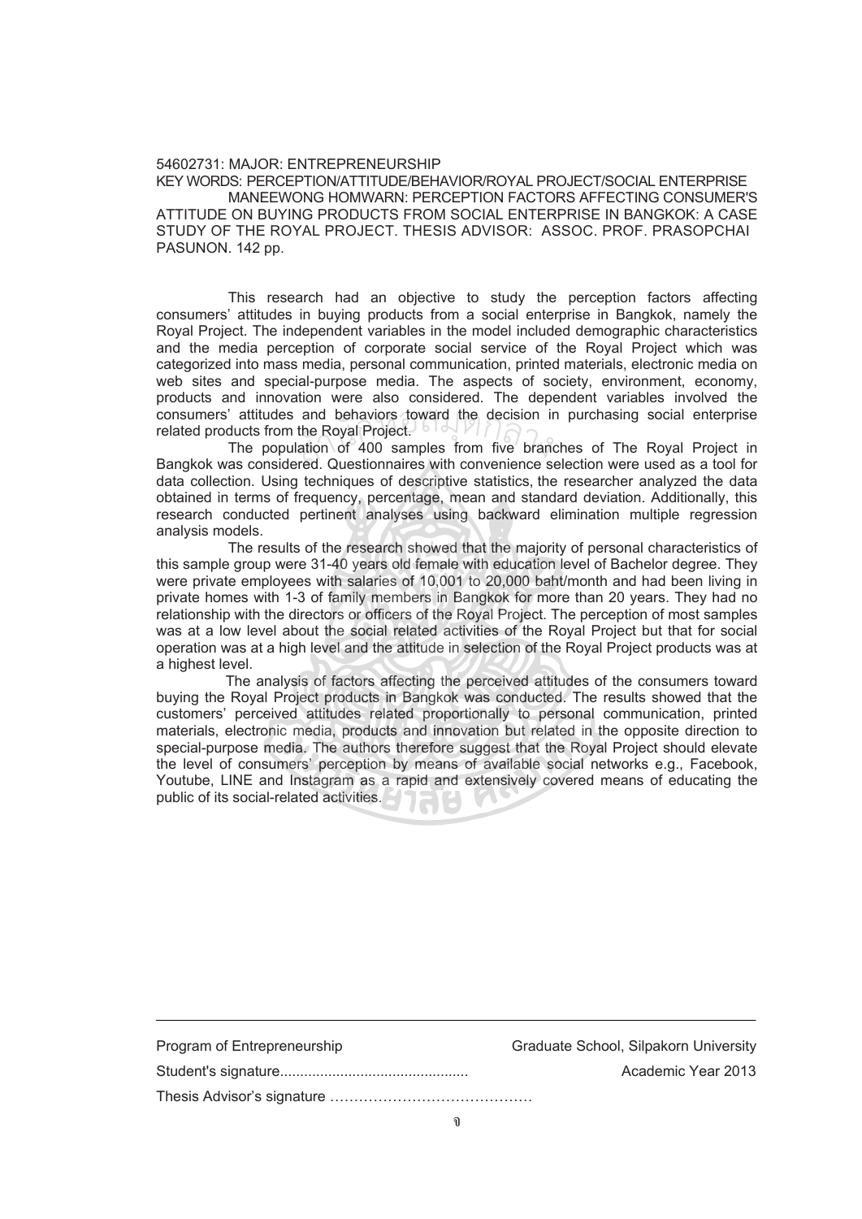54602731: MAJOR: ENTREPRENEURSHIP

KEY WORDS: PERCEPTION/ATTITUDE/BEHAVIOR/ROYAL PROJECT/SOCIAL ENTERPRISE

MANEEWONG HOMWARN: PERCEPTION FACTORS AFFECTING CONSUMER'S ATTITUDE ON BUYING PRODUCTS FROM SOCIAL ENTERPRISE IN BANGKOK: A CASE STUDY OF THE ROYAL PROJECT. THESIS ADVISOR: ASSOC. PROF. PRASOPCHAI PASUNON. 142 pp.

This research had an objective to study the perception factors affecting consumers' attitudes in buying products from a social enterprise in Bangkok, namely the Royal Project. The independent variables in the model included demographic characteristics and the media perception of corporate social service of the Royal Project which was categorized into mass media, personal communication, printed materials, electronic media on web sites and special-purpose media. The aspects of society, environment, economy, products and innovation were also considered. The dependent variables involved the consumers' attitudes and behaviors toward the decision in purchasing social enterprise related products from the Royal Project.

The population of 400 samples from five branches of The Royal Project in Bangkok was considered. Questionnaires with convenience selection were used as a tool for data collection. Using techniques of descriptive statistics, the researcher analyzed the data obtained in terms of frequency, percentage, mean and standard deviation. Additionally, this research conducted pertinent analyses using backward elimination multiple regression analysis models.

The results of the research showed that the majority of personal characteristics of this sample group were 31-40 years old female with education level of Bachelor degree. They were private employees with salaries of 10,001 to 20,000 baht/month and had been living in private homes with 1-3 of family members in Bangkok for more than 20 years. They had no relationship with the directors or officers of the Royal Project. The perception of most samples was at a low level about the social related activities of the Royal Project but that for social operation was at a high level and the attitude in selection of the Royal Project products was at a highest level.

The analysis of factors affecting the perceived attitudes of the consumers toward buying the Royal Project products in Bangkok was conducted. The results showed that the customers' perceived attitudes related proportionally to personal communication, printed materials, electronic media, products and innovation but related in the opposite direction to special-purpose media. The authors therefore suggest that the Royal Project should elevate the level of consumers' perception by means of available social networks e.g., Facebook, Youtube, LINE and Instagram as a rapid and extensively covered means of educating the public of its social-related activities.

---

| Program of Entrepreneurship | Graduate School, Silpakorn University |
| --- | --- |
| Student's signature............................................... | Academic Year 2013 |
| Thesis Advisor's signature …………………………………… | |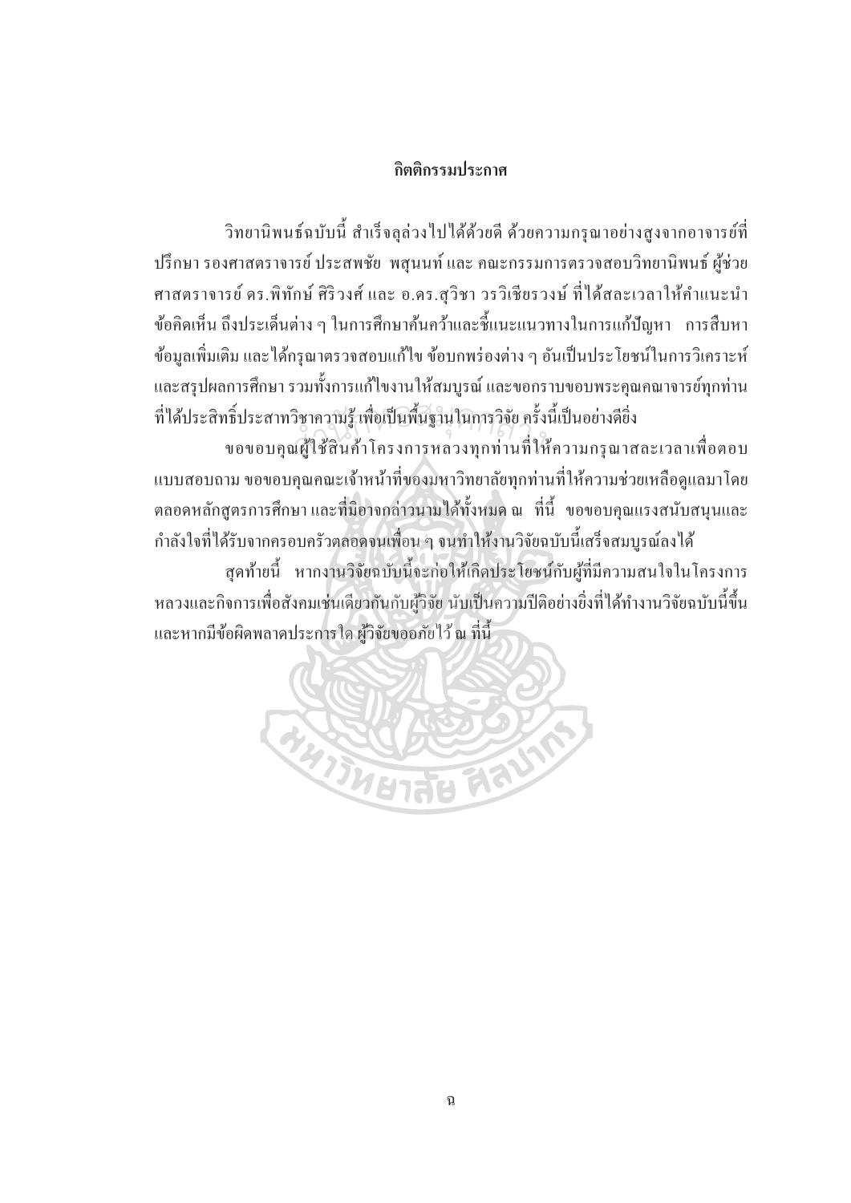## กิตติกรรมประกาศ

วิทยานิพนธ์ฉบับนี้ สำเร็จลุล่วงไปได้ด้วยดี ด้วยความกรุณาอย่างสูงจากอาจารย์ที่ปรึกษา รองศาสตราจารย์ ประสพชัย พสุนนท์ และ คณะกรรมการตรวจสอบวิทยานิพนธ์ ผู้ช่วยศาสตราจารย์ ดร.พิทักษ์ ศิริวงศ์ และ อ.ดร.สุวิชา วรวิเชียรวงษ์ ที่ได้สละเวลาให้คำแนะนำ ข้อคิดเห็น ถึงประเด็นต่าง ๆ ในการศึกษาค้นคว้าและชี้แนะแนวทางในการแก้ปัญหา การสืบหาข้อมูลเพิ่มเติม และได้กรุณาตรวจสอบแก้ไข ข้อบกพร่องต่าง ๆ อันเป็นประโยชน์ในการวิเคราะห์และสรุปผลการศึกษา รวมทั้งการแก้ไขงานให้สมบูรณ์ และขอกราบขอบพระคุณคณาจารย์ทุกท่านที่ได้ประสิทธิ์ประสาทวิชาความรู้ เพื่อเป็นพื้นฐานในการวิจัย ครั้งนี้เป็นอย่างดียิ่ง

ขอขอบคุณผู้ใช้สินค้าโครงการหลวงทุกท่านที่ให้ความกรุณาสละเวลาเพื่อตอบแบบสอบถาม ขอขอบคุณคณะเจ้าหน้าที่ของมหาวิทยาลัยทุกท่านที่ให้ความช่วยเหลือดูแลมาโดยตลอดหลักสูตรการศึกษา และที่มิอาจกล่าวนามได้ทั้งหมด ณ ที่นี้ ขอขอบคุณแรงสนับสนุนและกำลังใจที่ได้รับจากครอบครัวตลอดจนเพื่อน ๆ จนทำให้งานวิจัยฉบับนี้เสร็จสมบูรณ์ลงได้

สุดท้ายนี้ หากงานวิจัยฉบับนี้จะก่อให้เกิดประโยชน์กับผู้ที่มีความสนใจในโครงการหลวงและกิจการเพื่อสังคมเช่นเดียวกันกับผู้วิจัย นับเป็นความปีติอย่างยิ่งที่ได้ทำงานวิจัยฉบับนี้ขึ้น และหากมีข้อผิดพลาดประการใด ผู้วิจัยขออภัยไว้ ณ ที่นี้